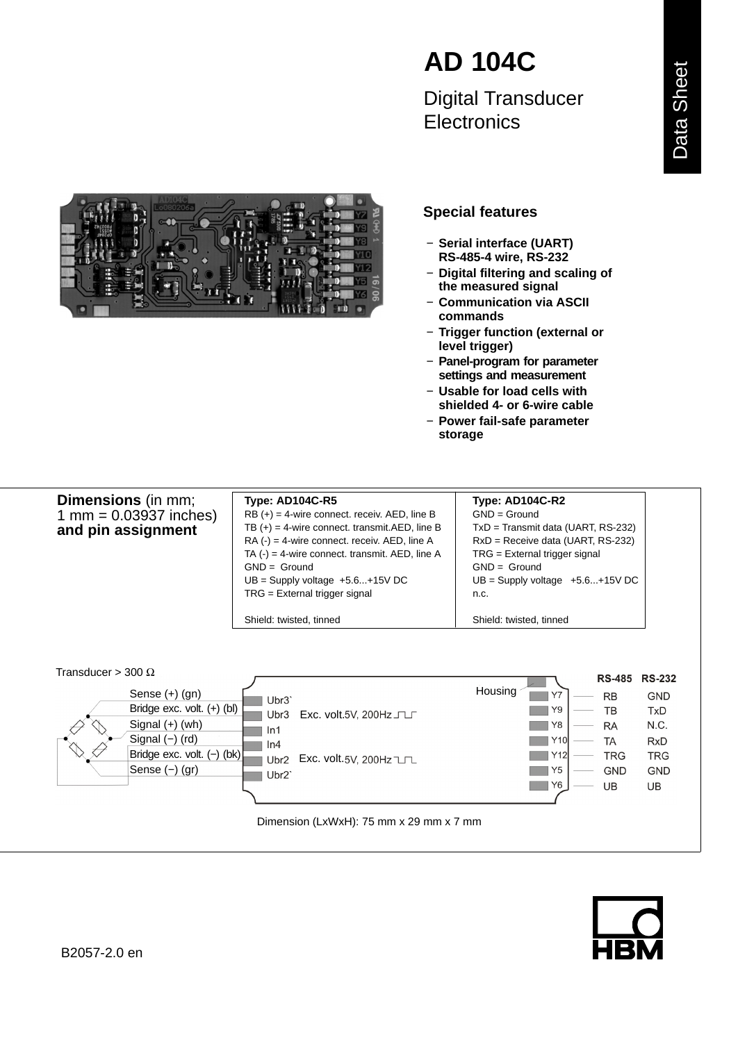Data Sheet

# AD 104C

## Digital Transducer Electronics

### Special features

- Serial interface (UART) RS-485-4 wire, RS-232
- Digital filtering and scaling of the measured signal
- Communication via ASCII commands
- Trigger function (external or level trigger)
- Panel-program for parameter settings and measurement
- Usable for load cells with shielded 4- or 6-wire cable
- Power fail-safe parameter storage

**Dimensions** (in mm; 1 mm = 0.03937 inches) **and pin assignment**

| **Type: AD104C-R5** | **Type: AD104C-R2** |
|---|---|
| RB (+) = 4-wire connect. receiv. AED, line B | GND = Ground |
| TB (+) = 4-wire connect. transmit.AED, line B | TxD = Transmit data (UART, RS-232) |
| RA (-) = 4-wire connect. receiv. AED, line A | RxD = Receive data (UART, RS-232) |
| TA (-) = 4-wire connect. transmit. AED, line A | TRG = External trigger signal |
| GND = Ground | GND = Ground |
| UB = Supply voltage +5.6...+15V DC | UB = Supply voltage +5.6...+15V DC |
| TRG = External trigger signal | n.c. |
| Shield: twisted, tinned | Shield: twisted, tinned |

Transducer > 300 Ω

| Transducer wire | Pin |
|---|---|
| Sense (+) (gn) | Ubr3` |
| Bridge exc. volt. (+) (bl) | Ubr3 |
| Signal (+) (wh) | In1 |
| Signal (−) (rd) | In4 |
| Bridge exc. volt. (−) (bk) | Ubr2 |
| Sense (−) (gr) | Ubr2` |

Exc. volt. 5V, 200Hz

| Pin | RS-485 | RS-232 |
|---|---|---|
| Housing | | |
| Y7 | RB | GND |
| Y9 | TB | TxD |
| Y8 | RA | N.C. |
| Y10 | TA | RxD |
| Y12 | TRG | TRG |
| Y5 | GND | GND |
| Y6 | UB | UB |

Dimension (LxWxH): 75 mm x 29 mm x 7 mm

B2057-2.0 en

HBM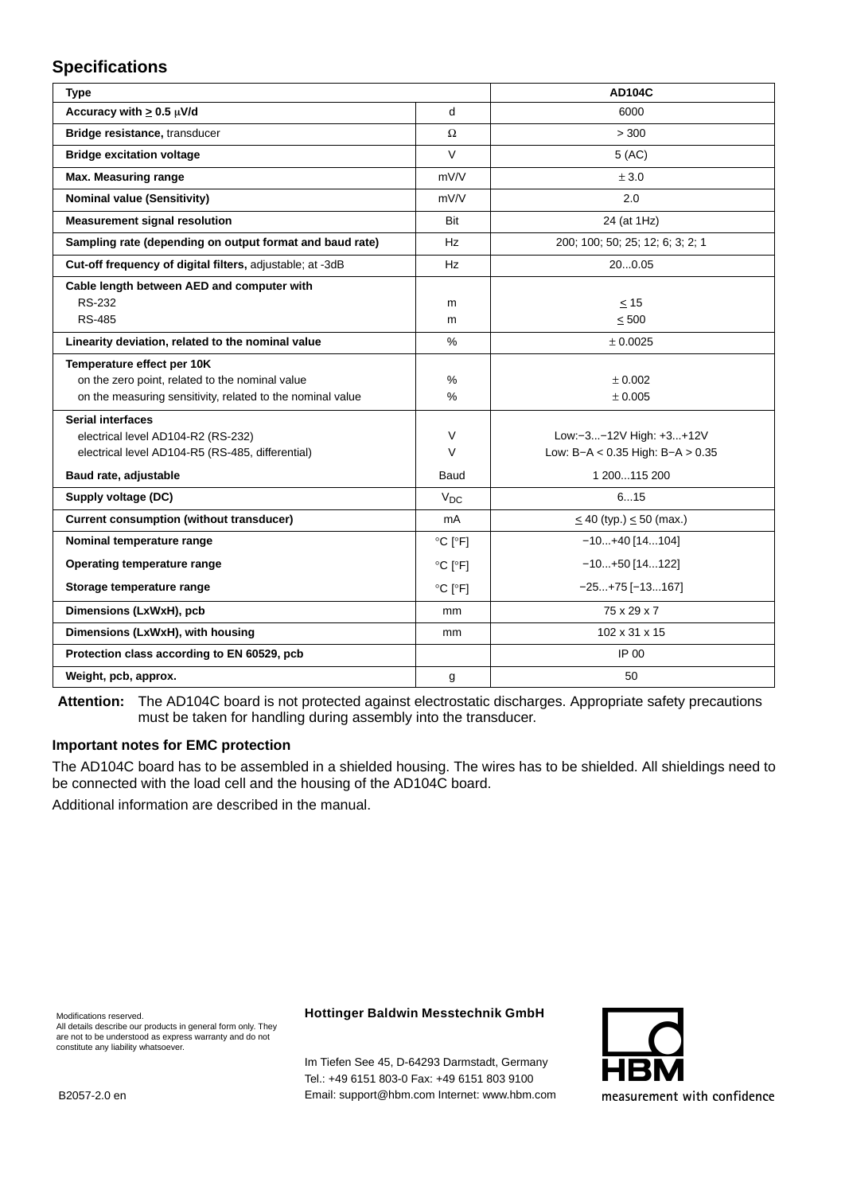## Specifications

| Type | | AD104C |
|---|---|---|
| **Accuracy with ≥ 0.5 µV/d** | d | 6000 |
| **Bridge resistance,** transducer | Ω | > 300 |
| **Bridge excitation voltage** | V | 5 (AC) |
| **Max. Measuring range** | mV/V | ± 3.0 |
| **Nominal value (Sensitivity)** | mV/V | 2.0 |
| **Measurement signal resolution** | Bit | 24 (at 1Hz) |
| **Sampling rate (depending on output format and baud rate)** | Hz | 200; 100; 50; 25; 12; 6; 3; 2; 1 |
| **Cut-off frequency of digital filters,** adjustable; at -3dB | Hz | 20...0.05 |
| **Cable length between AED and computer with** | | |
| RS-232 | m | ≤ 15 |
| RS-485 | m | ≤ 500 |
| **Linearity deviation, related to the nominal value** | % | ± 0.0025 |
| **Temperature effect per 10K** | | |
| on the zero point, related to the nominal value | % | ± 0.002 |
| on the measuring sensitivity, related to the nominal value | % | ± 0.005 |
| **Serial interfaces** | | |
| electrical level AD104-R2 (RS-232) | V | Low:−3...−12V High: +3...+12V |
| electrical level AD104-R5 (RS-485, differential) | V | Low: B−A < 0.35 High: B−A > 0.35 |
| **Baud rate, adjustable** | Baud | 1 200...115 200 |
| **Supply voltage (DC)** | $V_{DC}$ | 6...15 |
| **Current consumption (without transducer)** | mA | ≤ 40 (typ.) ≤ 50 (max.) |
| **Nominal temperature range** | °C [°F] | −10...+40 [14...104] |
| **Operating temperature range** | °C [°F] | −10...+50 [14...122] |
| **Storage temperature range** | °C [°F] | −25...+75 [−13...167] |
| **Dimensions (LxWxH), pcb** | mm | 75 x 29 x 7 |
| **Dimensions (LxWxH), with housing** | mm | 102 x 31 x 15 |
| **Protection class according to EN 60529, pcb** | | IP 00 |
| **Weight, pcb, approx.** | g | 50 |

**Attention:** The AD104C board is not protected against electrostatic discharges. Appropriate safety precautions must be taken for handling during assembly into the transducer.

### Important notes for EMC protection

The AD104C board has to be assembled in a shielded housing. The wires has to be shielded. All shieldings need to be connected with the load cell and the housing of the AD104C board.

Additional information are described in the manual.

Modifications reserved.
All details describe our products in general form only. They are not to be understood as express warranty and do not constitute any liability whatsoever.

B2057-2.0 en

**Hottinger Baldwin Messtechnik GmbH**

Im Tiefen See 45, D-64293 Darmstadt, Germany
Tel.: +49 6151 803-0 Fax: +49 6151 803 9100
Email: support@hbm.com Internet: www.hbm.com

HBM
measurement with confidence